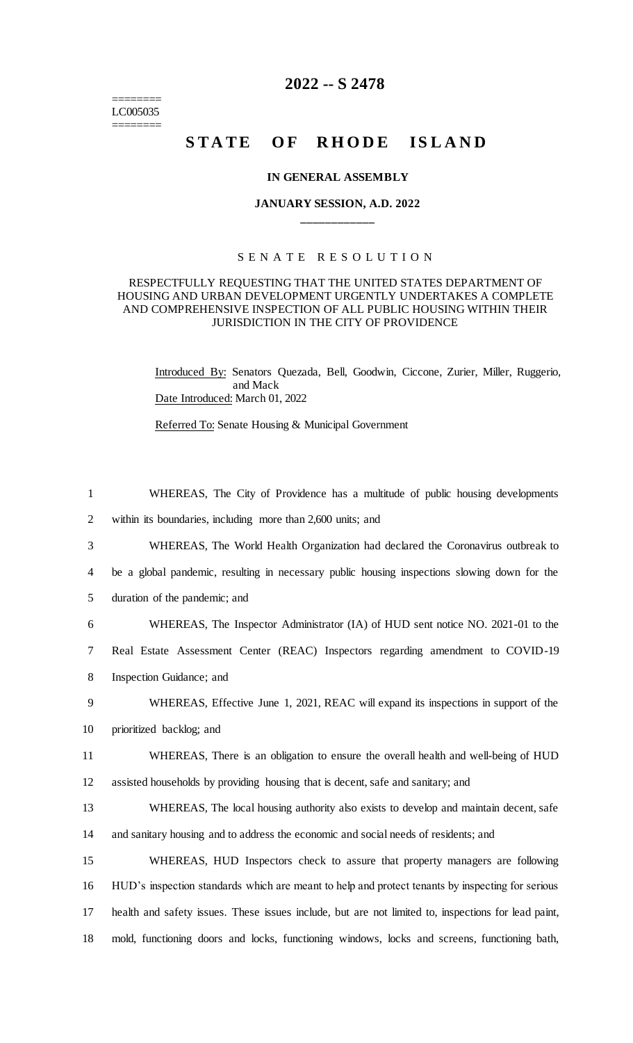# 2022 -- S 2478

========
LC005035
========

# STATE OF RHODE ISLAND

### IN GENERAL ASSEMBLY

### JANUARY SESSION, A.D. 2022

____________

S E N A T E   R E S O L U T I O N

RESPECTFULLY REQUESTING THAT THE UNITED STATES DEPARTMENT OF HOUSING AND URBAN DEVELOPMENT URGENTLY UNDERTAKES A COMPLETE AND COMPREHENSIVE INSPECTION OF ALL PUBLIC HOUSING WITHIN THEIR JURISDICTION IN THE CITY OF PROVIDENCE

Introduced By: Senators Quezada, Bell, Goodwin, Ciccone, Zurier, Miller, Ruggerio, and Mack

Date Introduced: March 01, 2022

Referred To: Senate Housing & Municipal Government

WHEREAS, The City of Providence has a multitude of public housing developments within its boundaries, including more than 2,600 units; and

WHEREAS, The World Health Organization had declared the Coronavirus outbreak to be a global pandemic, resulting in necessary public housing inspections slowing down for the duration of the pandemic; and

WHEREAS, The Inspector Administrator (IA) of HUD sent notice NO. 2021-01 to the Real Estate Assessment Center (REAC) Inspectors regarding amendment to COVID-19 Inspection Guidance; and

WHEREAS, Effective June 1, 2021, REAC will expand its inspections in support of the prioritized backlog; and

WHEREAS, There is an obligation to ensure the overall health and well-being of HUD assisted households by providing housing that is decent, safe and sanitary; and

WHEREAS, The local housing authority also exists to develop and maintain decent, safe and sanitary housing and to address the economic and social needs of residents; and

WHEREAS, HUD Inspectors check to assure that property managers are following HUD's inspection standards which are meant to help and protect tenants by inspecting for serious health and safety issues. These issues include, but are not limited to, inspections for lead paint, mold, functioning doors and locks, functioning windows, locks and screens, functioning bath,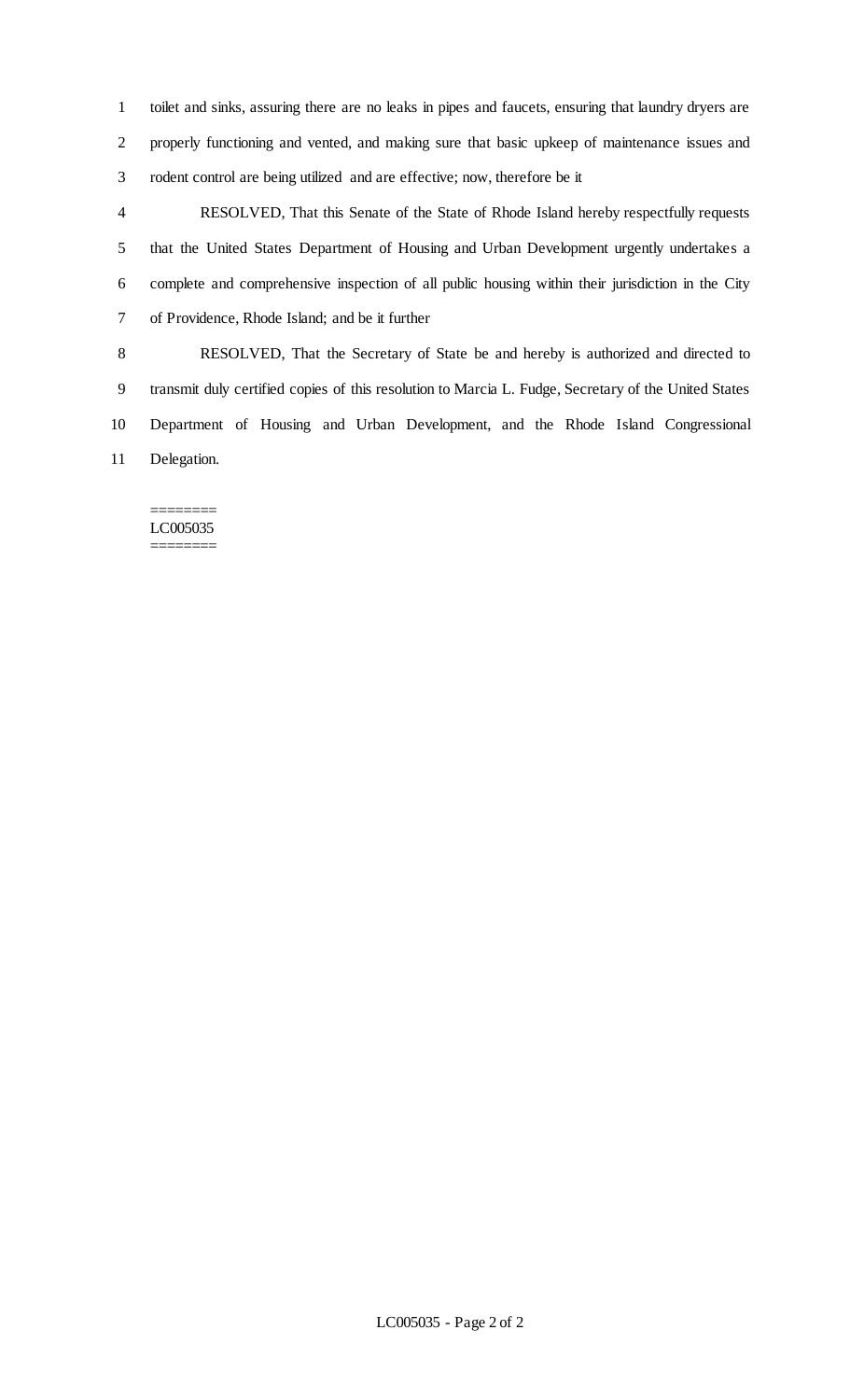toilet and sinks, assuring there are no leaks in pipes and faucets, ensuring that laundry dryers are properly functioning and vented, and making sure that basic upkeep of maintenance issues and rodent control are being utilized and are effective; now, therefore be it

RESOLVED, That this Senate of the State of Rhode Island hereby respectfully requests that the United States Department of Housing and Urban Development urgently undertakes a complete and comprehensive inspection of all public housing within their jurisdiction in the City of Providence, Rhode Island; and be it further

RESOLVED, That the Secretary of State be and hereby is authorized and directed to transmit duly certified copies of this resolution to Marcia L. Fudge, Secretary of the United States Department of Housing and Urban Development, and the Rhode Island Congressional Delegation.

========
LC005035
========